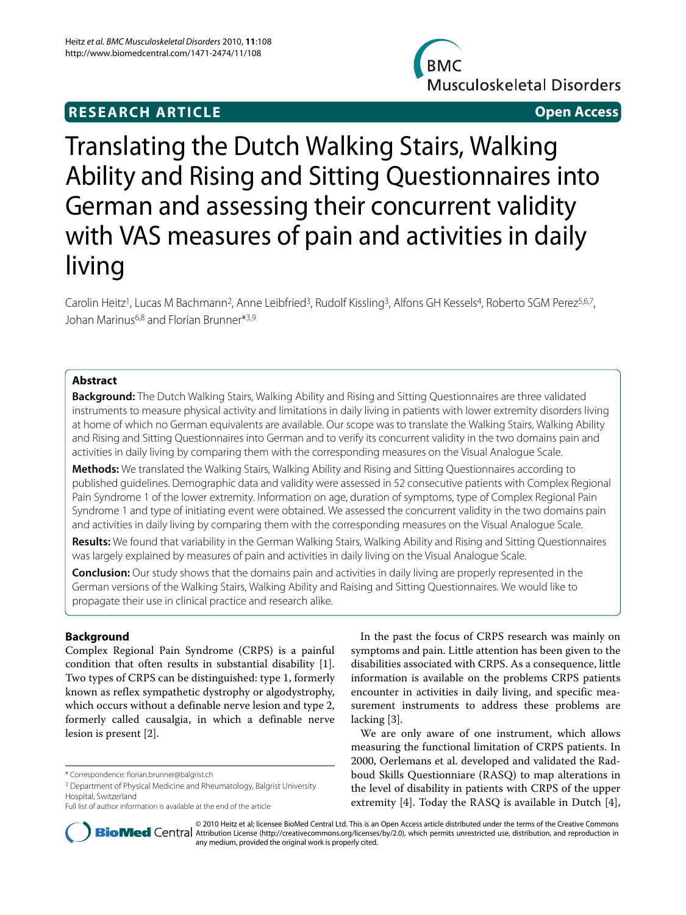**RESEARCH ARTICLE** **Open Access**

# Translating the Dutch Walking Stairs, Walking Ability and Rising and Sitting Questionnaires into German and assessing their concurrent validity with VAS measures of pain and activities in daily living

Carolin Heitz[1], Lucas M Bachmann[2], Anne Leibfried[3], Rudolf Kissling[3], Alfons GH Kessels[4], Roberto SGM Perez[5,6,7], Johan Marinus[6,8] and Florian Brunner*[3,9]

## Abstract

**Background:** The Dutch Walking Stairs, Walking Ability and Rising and Sitting Questionnaires are three validated instruments to measure physical activity and limitations in daily living in patients with lower extremity disorders living at home of which no German equivalents are available. Our scope was to translate the Walking Stairs, Walking Ability and Rising and Sitting Questionnaires into German and to verify its concurrent validity in the two domains pain and activities in daily living by comparing them with the corresponding measures on the Visual Analogue Scale.

**Methods:** We translated the Walking Stairs, Walking Ability and Rising and Sitting Questionnaires according to published guidelines. Demographic data and validity were assessed in 52 consecutive patients with Complex Regional Pain Syndrome 1 of the lower extremity. Information on age, duration of symptoms, type of Complex Regional Pain Syndrome 1 and type of initiating event were obtained. We assessed the concurrent validity in the two domains pain and activities in daily living by comparing them with the corresponding measures on the Visual Analogue Scale.

**Results:** We found that variability in the German Walking Stairs, Walking Ability and Rising and Sitting Questionnaires was largely explained by measures of pain and activities in daily living on the Visual Analogue Scale.

**Conclusion:** Our study shows that the domains pain and activities in daily living are properly represented in the German versions of the Walking Stairs, Walking Ability and Raising and Sitting Questionnaires. We would like to propagate their use in clinical practice and research alike.

## Background

Complex Regional Pain Syndrome (CRPS) is a painful condition that often results in substantial disability [1]. Two types of CRPS can be distinguished: type 1, formerly known as reflex sympathetic dystrophy or algodystrophy, which occurs without a definable nerve lesion and type 2, formerly called causalgia, in which a definable nerve lesion is present [2].

In the past the focus of CRPS research was mainly on symptoms and pain. Little attention has been given to the disabilities associated with CRPS. As a consequence, little information is available on the problems CRPS patients encounter in activities in daily living, and specific measurement instruments to address these problems are lacking [3].

We are only aware of one instrument, which allows measuring the functional limitation of CRPS patients. In 2000, Oerlemans et al. developed and validated the Radboud Skills Questionniare (RASQ) to map alterations in the level of disability in patients with CRPS of the upper extremity [4]. Today the RASQ is available in Dutch [4],

* Correspondence: florian.brunner@balgrist.ch

[3] Department of Physical Medicine and Rheumatology, Balgrist University Hospital, Switzerland

Full list of author information is available at the end of the article

© 2010 Heitz et al; licensee BioMed Central Ltd. This is an Open Access article distributed under the terms of the Creative Commons Attribution License (http://creativecommons.org/licenses/by/2.0), which permits unrestricted use, distribution, and reproduction in any medium, provided the original work is properly cited.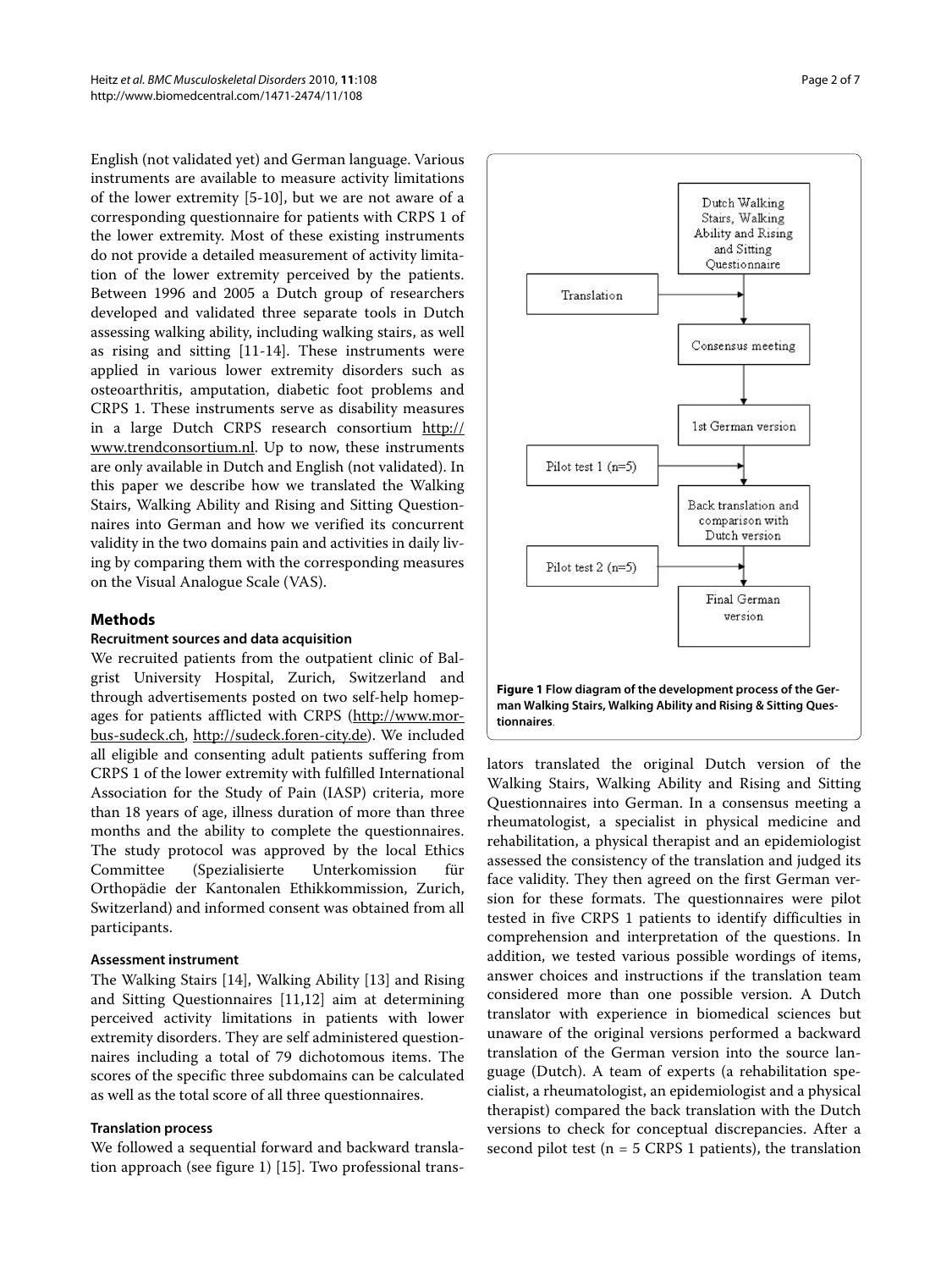English (not validated yet) and German language. Various instruments are available to measure activity limitations of the lower extremity [5-10], but we are not aware of a corresponding questionnaire for patients with CRPS 1 of the lower extremity. Most of these existing instruments do not provide a detailed measurement of activity limitation of the lower extremity perceived by the patients. Between 1996 and 2005 a Dutch group of researchers developed and validated three separate tools in Dutch assessing walking ability, including walking stairs, as well as rising and sitting [11-14]. These instruments were applied in various lower extremity disorders such as osteoarthritis, amputation, diabetic foot problems and CRPS 1. These instruments serve as disability measures in a large Dutch CRPS research consortium http://www.trendconsortium.nl. Up to now, these instruments are only available in Dutch and English (not validated). In this paper we describe how we translated the Walking Stairs, Walking Ability and Rising and Sitting Questionnaires into German and how we verified its concurrent validity in the two domains pain and activities in daily living by comparing them with the corresponding measures on the Visual Analogue Scale (VAS).

## Methods

### Recruitment sources and data acquisition

We recruited patients from the outpatient clinic of Balgrist University Hospital, Zurich, Switzerland and through advertisements posted on two self-help homepages for patients afflicted with CRPS (http://www.morbus-sudeck.ch, http://sudeck.foren-city.de). We included all eligible and consenting adult patients suffering from CRPS 1 of the lower extremity with fulfilled International Association for the Study of Pain (IASP) criteria, more than 18 years of age, illness duration of more than three months and the ability to complete the questionnaires. The study protocol was approved by the local Ethics Committee (Spezialisierte Unterkomission für Orthopädie der Kantonalen Ethikkommission, Zurich, Switzerland) and informed consent was obtained from all participants.

### Assessment instrument

The Walking Stairs [14], Walking Ability [13] and Rising and Sitting Questionnaires [11,12] aim at determining perceived activity limitations in patients with lower extremity disorders. They are self administered questionnaires including a total of 79 dichotomous items. The scores of the specific three subdomains can be calculated as well as the total score of all three questionnaires.

### Translation process

We followed a sequential forward and backward translation approach (see figure 1) [15]. Two professional translators translated the original Dutch version of the Walking Stairs, Walking Ability and Rising and Sitting Questionnaires into German. In a consensus meeting a rheumatologist, a specialist in physical medicine and rehabilitation, a physical therapist and an epidemiologist assessed the consistency of the translation and judged its face validity. They then agreed on the first German version for these formats. The questionnaires were pilot tested in five CRPS 1 patients to identify difficulties in comprehension and interpretation of the questions. In addition, we tested various possible wordings of items, answer choices and instructions if the translation team considered more than one possible version. A Dutch translator with experience in biomedical sciences but unaware of the original versions performed a backward translation of the German version into the source language (Dutch). A team of experts (a rehabilitation specialist, a rheumatologist, an epidemiologist and a physical therapist) compared the back translation with the Dutch versions to check for conceptual discrepancies. After a second pilot test (n = 5 CRPS 1 patients), the translation

Dutch Walking Stairs, Walking Ability and Rising and Sitting Questionnaire → Consensus meeting (← Translation) → 1st German version → Back translation and comparison with Dutch version (← Pilot test 1 (n=5)) → Final German version (← Pilot test 2 (n=5))

**Figure 1 Flow diagram of the development process of the German Walking Stairs, Walking Ability and Rising & Sitting Questionnaires**.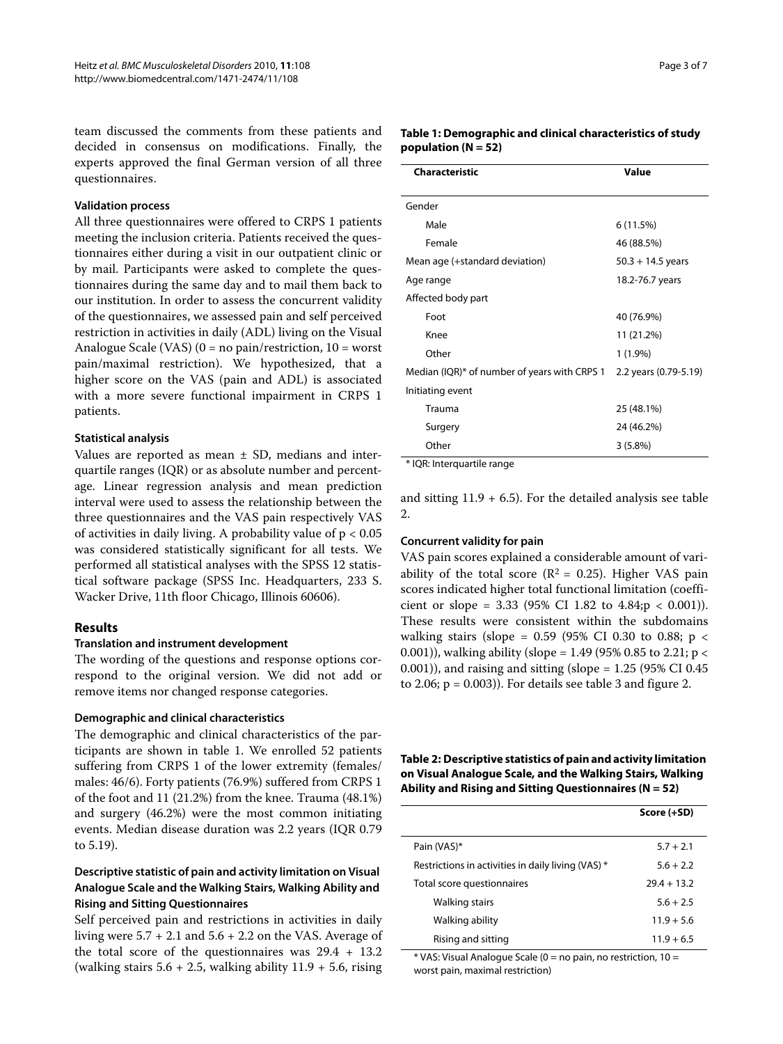team discussed the comments from these patients and decided in consensus on modifications. Finally, the experts approved the final German version of all three questionnaires.

#### Validation process

All three questionnaires were offered to CRPS 1 patients meeting the inclusion criteria. Patients received the questionnaires either during a visit in our outpatient clinic or by mail. Participants were asked to complete the questionnaires during the same day and to mail them back to our institution. In order to assess the concurrent validity of the questionnaires, we assessed pain and self perceived restriction in activities in daily (ADL) living on the Visual Analogue Scale (VAS) (0 = no pain/restriction, 10 = worst pain/maximal restriction). We hypothesized, that a higher score on the VAS (pain and ADL) is associated with a more severe functional impairment in CRPS 1 patients.

#### Statistical analysis

Values are reported as mean ± SD, medians and interquartile ranges (IQR) or as absolute number and percentage. Linear regression analysis and mean prediction interval were used to assess the relationship between the three questionnaires and the VAS pain respectively VAS of activities in daily living. A probability value of $p < 0.05$ was considered statistically significant for all tests. We performed all statistical analyses with the SPSS 12 statistical software package (SPSS Inc. Headquarters, 233 S. Wacker Drive, 11th floor Chicago, Illinois 60606).

## Results

#### Translation and instrument development

The wording of the questions and response options correspond to the original version. We did not add or remove items nor changed response categories.

#### Demographic and clinical characteristics

The demographic and clinical characteristics of the participants are shown in table 1. We enrolled 52 patients suffering from CRPS 1 of the lower extremity (females/males: 46/6). Forty patients (76.9%) suffered from CRPS 1 of the foot and 11 (21.2%) from the knee. Trauma (48.1%) and surgery (46.2%) were the most common initiating events. Median disease duration was 2.2 years (IQR 0.79 to 5.19).

#### Descriptive statistic of pain and activity limitation on Visual Analogue Scale and the Walking Stairs, Walking Ability and Rising and Sitting Questionnaires

Self perceived pain and restrictions in activities in daily living were 5.7 + 2.1 and 5.6 + 2.2 on the VAS. Average of the total score of the questionnaires was 29.4 + 13.2 (walking stairs 5.6 + 2.5, walking ability 11.9 + 5.6, rising and sitting 11.9 + 6.5). For the detailed analysis see table 2.

**Table 1: Demographic and clinical characteristics of study population (N = 52)**

| Characteristic | Value |
|---|---|
| Gender | |
| Male | 6 (11.5%) |
| Female | 46 (88.5%) |
| Mean age (+standard deviation) | 50.3 + 14.5 years |
| Age range | 18.2-76.7 years |
| Affected body part | |
| Foot | 40 (76.9%) |
| Knee | 11 (21.2%) |
| Other | 1 (1.9%) |
| Median (IQR)* of number of years with CRPS 1 | 2.2 years (0.79-5.19) |
| Initiating event | |
| Trauma | 25 (48.1%) |
| Surgery | 24 (46.2%) |
| Other | 3 (5.8%) |

* IQR: Interquartile range

#### Concurrent validity for pain

VAS pain scores explained a considerable amount of variability of the total score ($R^2 = 0.25$). Higher VAS pain scores indicated higher total functional limitation (coefficient or slope = 3.33 (95% CI 1.82 to 4.84;$p < 0.001$)). These results were consistent within the subdomains walking stairs (slope = 0.59 (95% CI 0.30 to 0.88; $p < 0.001$)), walking ability (slope = 1.49 (95% 0.85 to 2.21; $p < 0.001$)), and raising and sitting (slope = 1.25 (95% CI 0.45 to 2.06; $p = 0.003$)). For details see table 3 and figure 2.

**Table 2: Descriptive statistics of pain and activity limitation on Visual Analogue Scale, and the Walking Stairs, Walking Ability and Rising and Sitting Questionnaires (N = 52)**

| | Score (+SD) |
|---|---|
| Pain (VAS)* | 5.7 + 2.1 |
| Restrictions in activities in daily living (VAS) * | 5.6 + 2.2 |
| Total score questionnaires | 29.4 + 13.2 |
| Walking stairs | 5.6 + 2.5 |
| Walking ability | 11.9 + 5.6 |
| Rising and sitting | 11.9 + 6.5 |

* VAS: Visual Analogue Scale (0 = no pain, no restriction, 10 = worst pain, maximal restriction)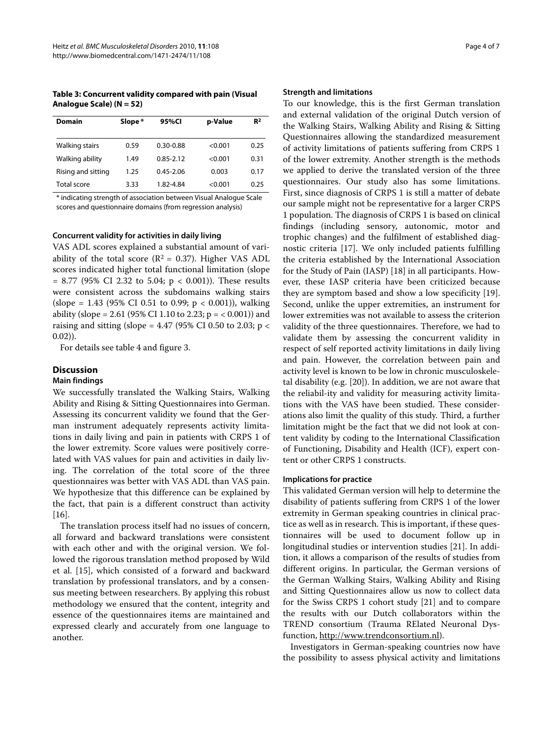**Table 3: Concurrent validity compared with pain (Visual Analogue Scale) (N = 52)**

| Domain | Slope * | 95%CI | p-Value | $R^2$ |
| --- | --- | --- | --- | --- |
| Walking stairs | 0.59 | 0.30-0.88 | <0.001 | 0.25 |
| Walking ability | 1.49 | 0.85-2.12 | <0.001 | 0.31 |
| Rising and sitting | 1.25 | 0.45-2.06 | 0.003 | 0.17 |
| Total score | 3.33 | 1.82-4.84 | <0.001 | 0.25 |

* indicating strength of association between Visual Analogue Scale scores and questionnaire domains (from regression analysis)

### Concurrent validity for activities in daily living

VAS ADL scores explained a substantial amount of variability of the total score ($R^2 = 0.37$). Higher VAS ADL scores indicated higher total functional limitation (slope = 8.77 (95% CI 2.32 to 5.04; $p < 0.001$)). These results were consistent across the subdomains walking stairs (slope = 1.43 (95% CI 0.51 to 0.99; $p < 0.001$)), walking ability (slope = 2.61 (95% CI 1.10 to 2.23; p = < 0.001)) and raising and sitting (slope = 4.47 (95% CI 0.50 to 2.03; $p < 0.02$)).

For details see table 4 and figure 3.

## Discussion

### Main findings

We successfully translated the Walking Stairs, Walking Ability and Rising & Sitting Questionnaires into German. Assessing its concurrent validity we found that the German instrument adequately represents activity limitations in daily living and pain in patients with CRPS 1 of the lower extremity. Score values were positively correlated with VAS values for pain and activities in daily living. The correlation of the total score of the three questionnaires was better with VAS ADL than VAS pain. We hypothesize that this difference can be explained by the fact, that pain is a different construct than activity [16].

The translation process itself had no issues of concern, all forward and backward translations were consistent with each other and with the original version. We followed the rigorous translation method proposed by Wild et al. [15], which consisted of a forward and backward translation by professional translators, and by a consensus meeting between researchers. By applying this robust methodology we ensured that the content, integrity and essence of the questionnaires items are maintained and expressed clearly and accurately from one language to another.

### Strength and limitations

To our knowledge, this is the first German translation and external validation of the original Dutch version of the Walking Stairs, Walking Ability and Rising & Sitting Questionnaires allowing the standardized measurement of activity limitations of patients suffering from CRPS 1 of the lower extremity. Another strength is the methods we applied to derive the translated version of the three questionnaires. Our study also has some limitations. First, since diagnosis of CRPS 1 is still a matter of debate our sample might not be representative for a larger CRPS 1 population. The diagnosis of CRPS 1 is based on clinical findings (including sensory, autonomic, motor and trophic changes) and the fulfilment of established diagnostic criteria [17]. We only included patients fulfilling the criteria established by the International Association for the Study of Pain (IASP) [18] in all participants. However, these IASP criteria have been criticized because they are symptom based and show a low specificity [19]. Second, unlike the upper extremities, an instrument for lower extremities was not available to assess the criterion validity of the three questionnaires. Therefore, we had to validate them by assessing the concurrent validity in respect of self reported activity limitations in daily living and pain. However, the correlation between pain and activity level is known to be low in chronic musculoskeletal disability (e.g. [20]). In addition, we are not aware that the reliabil-ity and validity for measuring activity limitations with the VAS have been studied. These considerations also limit the quality of this study. Third, a further limitation might be the fact that we did not look at content validity by coding to the International Classification of Functioning, Disability and Health (ICF), expert content or other CRPS 1 constructs.

### Implications for practice

This validated German version will help to determine the disability of patients suffering from CRPS 1 of the lower extremity in German speaking countries in clinical practice as well as in research. This is important, if these questionnaires will be used to document follow up in longitudinal studies or intervention studies [21]. In addition, it allows a comparison of the results of studies from different origins. In particular, the German versions of the German Walking Stairs, Walking Ability and Rising and Sitting Questionnaires allow us now to collect data for the Swiss CRPS 1 cohort study [21] and to compare the results with our Dutch collaborators within the TREND consortium (Trauma RElated Neuronal Dysfunction, http://www.trendconsortium.nl).

Investigators in German-speaking countries now have the possibility to assess physical activity and limitations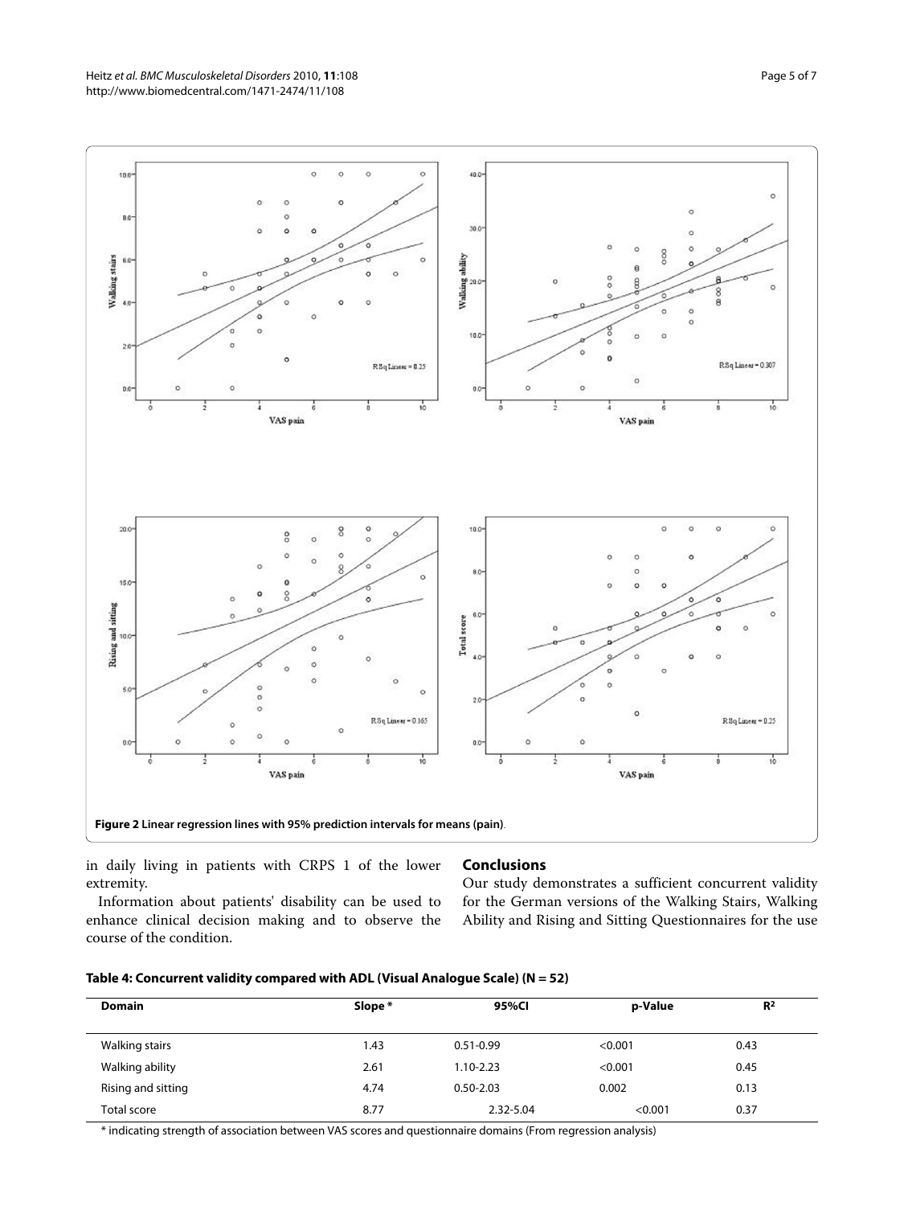**Figure 2 Linear regression lines with 95% prediction intervals for means (pain)**.

in daily living in patients with CRPS 1 of the lower extremity.

Information about patients' disability can be used to enhance clinical decision making and to observe the course of the condition.

## Conclusions

Our study demonstrates a sufficient concurrent validity for the German versions of the Walking Stairs, Walking Ability and Rising and Sitting Questionnaires for the use

**Table 4: Concurrent validity compared with ADL (Visual Analogue Scale) (N = 52)**

| Domain | Slope * | 95%CI | p-Value | $R^2$ |
|---|---|---|---|---|
| Walking stairs | 1.43 | 0.51-0.99 | <0.001 | 0.43 |
| Walking ability | 2.61 | 1.10-2.23 | <0.001 | 0.45 |
| Rising and sitting | 4.74 | 0.50-2.03 | 0.002 | 0.13 |
| Total score | 8.77 | 2.32-5.04 | <0.001 | 0.37 |

* indicating strength of association between VAS scores and questionnaire domains (From regression analysis)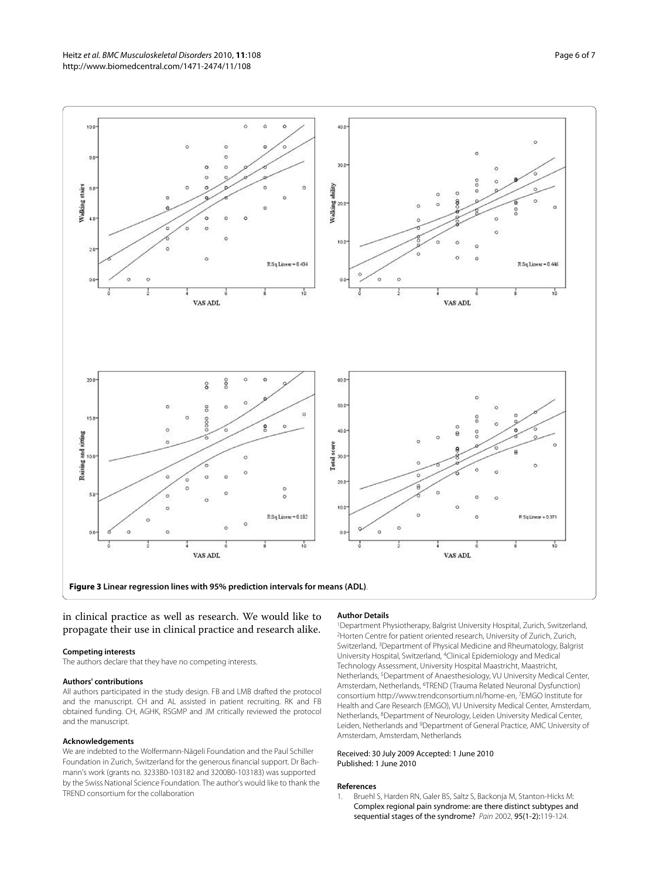**Figure 3 Linear regression lines with 95% prediction intervals for means (ADL)**.

in clinical practice as well as research. We would like to propagate their use in clinical practice and research alike.

#### Competing interests

The authors declare that they have no competing interests.

#### Authors' contributions

All authors participated in the study design. FB and LMB drafted the protocol and the manuscript. CH and AL assisted in patient recruiting. RK and FB obtained funding. CH, AGHK, RSGMP and JM critically reviewed the protocol and the manuscript.

#### Acknowledgements

We are indebted to the Wolfermann-Nägeli Foundation and the Paul Schiller Foundation in Zurich, Switzerland for the generous financial support. Dr Bachmann's work (grants no. 3233B0-103182 and 3200B0-103183) was supported by the Swiss National Science Foundation. The author's would like to thank the TREND consortium for the collaboration

#### Author Details

[1]Department Physiotherapy, Balgrist University Hospital, Zurich, Switzerland, [2]Horten Centre for patient oriented research, University of Zurich, Zurich, Switzerland, [3]Department of Physical Medicine and Rheumatology, Balgrist University Hospital, Switzerland, [4]Clinical Epidemiology and Medical Technology Assessment, University Hospital Maastricht, Maastricht, Netherlands, [5]Department of Anaesthesiology, VU University Medical Center, Amsterdam, Netherlands, [6]TREND (Trauma Related Neuronal Dysfunction) consortium http://www.trendconsortium.nl/home-en, [7]EMGO Institute for Health and Care Research (EMGO), VU University Medical Center, Amsterdam, Netherlands, [8]Department of Neurology, Leiden University Medical Center, Leiden, Netherlands and [9]Department of General Practice, AMC University of Amsterdam, Amsterdam, Netherlands

Received: 30 July 2009 Accepted: 1 June 2010
Published: 1 June 2010

#### References

1. Bruehl S, Harden RN, Galer BS, Saltz S, Backonja M, Stanton-Hicks M: Complex regional pain syndrome: are there distinct subtypes and sequential stages of the syndrome? *Pain* 2002, **95(1-2):**119-124.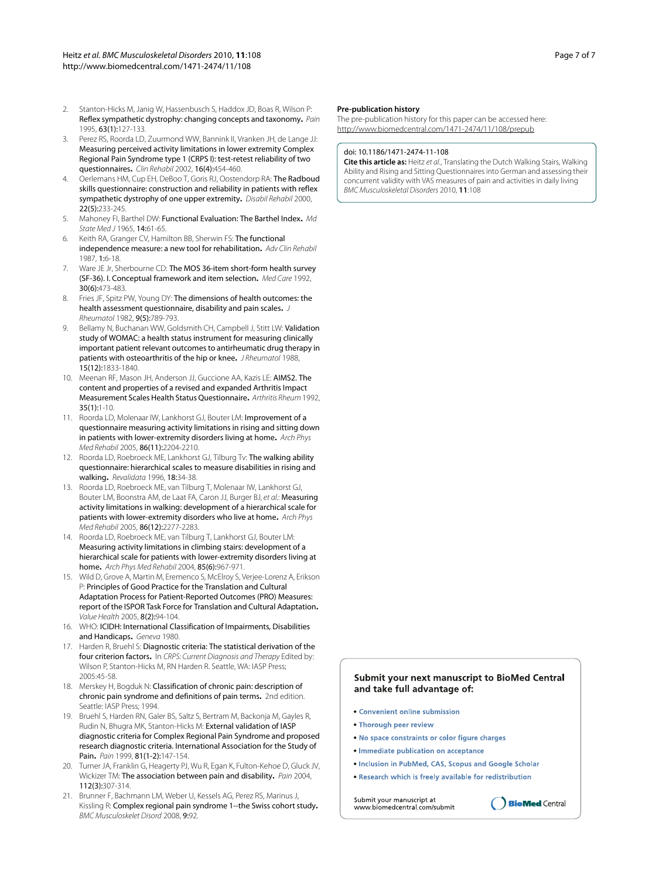2. Stanton-Hicks M, Janig W, Hassenbusch S, Haddox JD, Boas R, Wilson P: **Reflex sympathetic dystrophy: changing concepts and taxonomy.** *Pain* 1995, **63(1):**127-133.
3. Perez RS, Roorda LD, Zuurmond WW, Bannink II, Vranken JH, de Lange JJ: **Measuring perceived activity limitations in lower extremity Complex Regional Pain Syndrome type 1 (CRPS I): test-retest reliability of two questionnaires.** *Clin Rehabil* 2002, **16(4):**454-460.
4. Oerlemans HM, Cup EH, DeBoo T, Goris RJ, Oostendorp RA: **The Radboud skills questionnaire: construction and reliability in patients with reflex sympathetic dystrophy of one upper extremity.** *Disabil Rehabil* 2000, **22(5):**233-245.
5. Mahoney FI, Barthel DW: **Functional Evaluation: The Barthel Index.** *Md State Med J* 1965, **14:**61-65.
6. Keith RA, Granger CV, Hamilton BB, Sherwin FS: **The functional independence measure: a new tool for rehabilitation.** *Adv Clin Rehabil* 1987, **1:**6-18.
7. Ware JE Jr, Sherbourne CD: **The MOS 36-item short-form health survey (SF-36). I. Conceptual framework and item selection.** *Med Care* 1992, **30(6):**473-483.
8. Fries JF, Spitz PW, Young DY: **The dimensions of health outcomes: the health assessment questionnaire, disability and pain scales.** *J Rheumatol* 1982, **9(5):**789-793.
9. Bellamy N, Buchanan WW, Goldsmith CH, Campbell J, Stitt LW: **Validation study of WOMAC: a health status instrument for measuring clinically important patient relevant outcomes to antirheumatic drug therapy in patients with osteoarthritis of the hip or knee.** *J Rheumatol* 1988, **15(12):**1833-1840.
10. Meenan RF, Mason JH, Anderson JJ, Guccione AA, Kazis LE: **AIMS2. The content and properties of a revised and expanded Arthritis Impact Measurement Scales Health Status Questionnaire.** *Arthritis Rheum* 1992, **35(1):**1-10.
11. Roorda LD, Molenaar IW, Lankhorst GJ, Bouter LM: **Improvement of a questionnaire measuring activity limitations in rising and sitting down in patients with lower-extremity disorders living at home.** *Arch Phys Med Rehabil* 2005, **86(11):**2204-2210.
12. Roorda LD, Roebroeck ME, Lankhorst GJ, Tilburg Tv: **The walking ability questionnaire: hierarchical scales to measure disabilities in rising and walking.** *Revalidata* 1996, **18:**34-38.
13. Roorda LD, Roebroeck ME, van Tilburg T, Molenaar IW, Lankhorst GJ, Bouter LM, Boonstra AM, de Laat FA, Caron JJ, Burger BJ, *et al.*: **Measuring activity limitations in walking: development of a hierarchical scale for patients with lower-extremity disorders who live at home.** *Arch Phys Med Rehabil* 2005, **86(12):**2277-2283.
14. Roorda LD, Roebroeck ME, van Tilburg T, Lankhorst GJ, Bouter LM: **Measuring activity limitations in climbing stairs: development of a hierarchical scale for patients with lower-extremity disorders living at home.** *Arch Phys Med Rehabil* 2004, **85(6):**967-971.
15. Wild D, Grove A, Martin M, Eremenco S, McElroy S, Verjee-Lorenz A, Erikson P: **Principles of Good Practice for the Translation and Cultural Adaptation Process for Patient-Reported Outcomes (PRO) Measures: report of the ISPOR Task Force for Translation and Cultural Adaptation.** *Value Health* 2005, **8(2):**94-104.
16. WHO: **ICIDH: International Classification of Impairments, Disabilities and Handicaps.** *Geneva* 1980.
17. Harden R, Bruehl S: **Diagnostic criteria: The statistical derivation of the four criterion factors.** In *CRPS: Current Diagnosis and Therapy* Edited by: Wilson P, Stanton-Hicks M, RN Harden R. Seattle, WA: IASP Press; 2005:45-58.
18. Merskey H, Bogduk N: **Classification of chronic pain: description of chronic pain syndrome and definitions of pain terms.** 2nd edition. Seattle: IASP Press; 1994.
19. Bruehl S, Harden RN, Galer BS, Saltz S, Bertram M, Backonja M, Gayles R, Rudin N, Bhugra MK, Stanton-Hicks M: **External validation of IASP diagnostic criteria for Complex Regional Pain Syndrome and proposed research diagnostic criteria. International Association for the Study of Pain.** *Pain* 1999, **81(1-2):**147-154.
20. Turner JA, Franklin G, Heagerty PJ, Wu R, Egan K, Fulton-Kehoe D, Gluck JV, Wickizer TM: **The association between pain and disability.** *Pain* 2004, **112(3):**307-314.
21. Brunner F, Bachmann LM, Weber U, Kessels AG, Perez RS, Marinus J, Kissling R: **Complex regional pain syndrome 1--the Swiss cohort study.** *BMC Musculoskelet Disord* 2008, **9:**92.

**Pre-publication history**

The pre-publication history for this paper can be accessed here:
http://www.biomedcentral.com/1471-2474/11/108/prepub

doi: 10.1186/1471-2474-11-108

**Cite this article as:** Heitz *et al.*, Translating the Dutch Walking Stairs, Walking Ability and Rising and Sitting Questionnaires into German and assessing their concurrent validity with VAS measures of pain and activities in daily living *BMC Musculoskeletal Disorders* 2010, **11**:108

**Submit your next manuscript to BioMed Central and take full advantage of:**

- Convenient online submission
- Thorough peer review
- No space constraints or color figure charges
- Immediate publication on acceptance
- Inclusion in PubMed, CAS, Scopus and Google Scholar
- Research which is freely available for redistribution

Submit your manuscript at www.biomedcentral.com/submit

BioMed Central